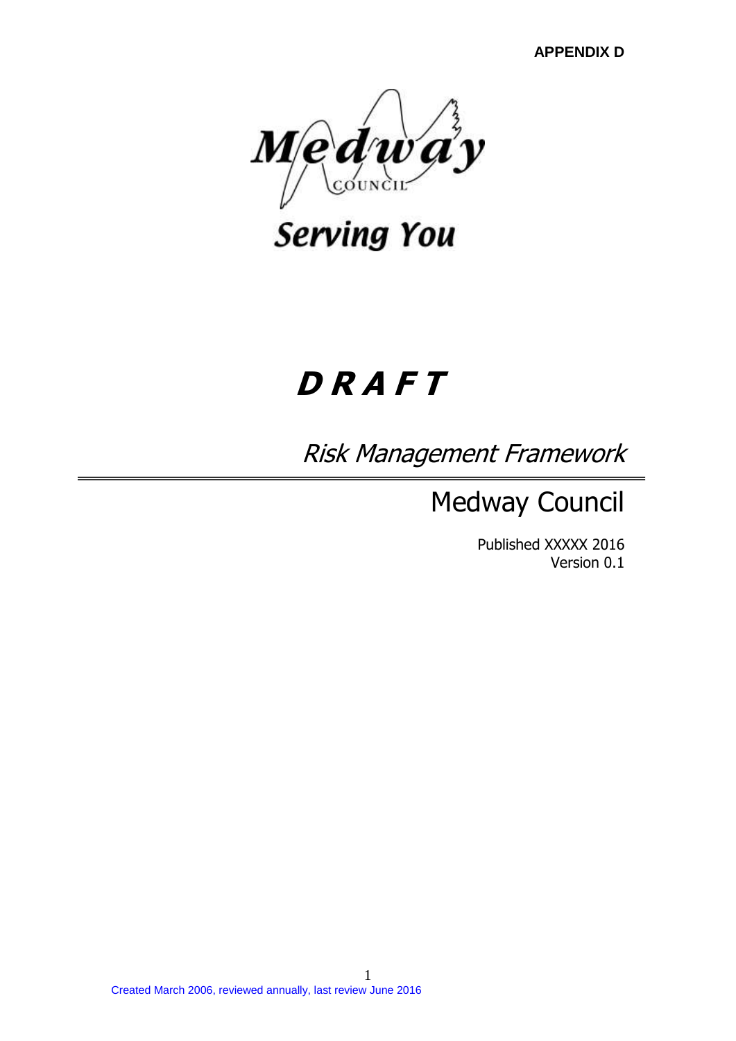**APPENDIX D**

Medway Council

Serving You

# *D R A F T*

## *Risk Management Framework*

## Medway Council

Published XXXXX 2016
Version 0.1

Created March 2006, reviewed annually, last review June 2016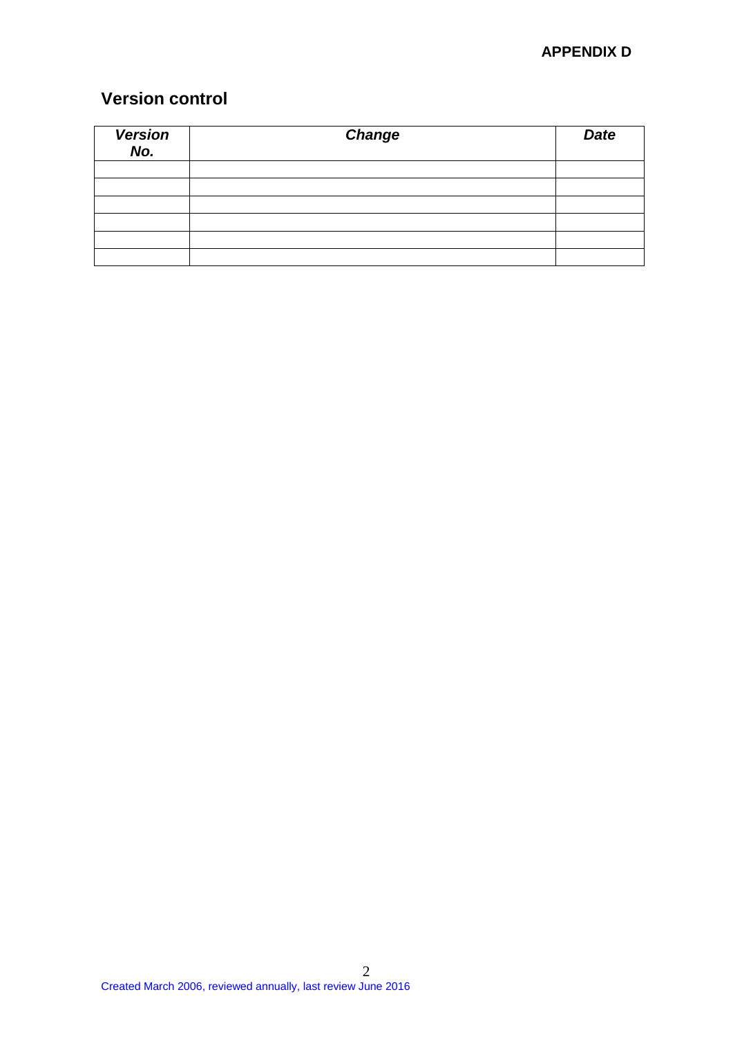**APPENDIX D**

## Version control

| ***Version No.*** | ***Change*** | ***Date*** |
|---|---|---|
| | | |
| | | |
| | | |
| | | |
| | | |
| | | |

Created March 2006, reviewed annually, last review June 2016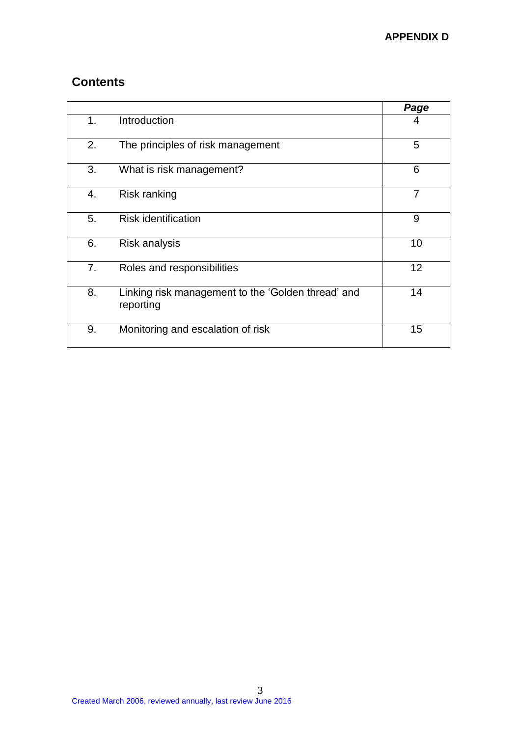APPENDIX D

## Contents

| | | *Page* |
|---|---|---|
| 1. | Introduction | 4 |
| 2. | The principles of risk management | 5 |
| 3. | What is risk management? | 6 |
| 4. | Risk ranking | 7 |
| 5. | Risk identification | 9 |
| 6. | Risk analysis | 10 |
| 7. | Roles and responsibilities | 12 |
| 8. | Linking risk management to the 'Golden thread' and reporting | 14 |
| 9. | Monitoring and escalation of risk | 15 |

Created March 2006, reviewed annually, last review June 2016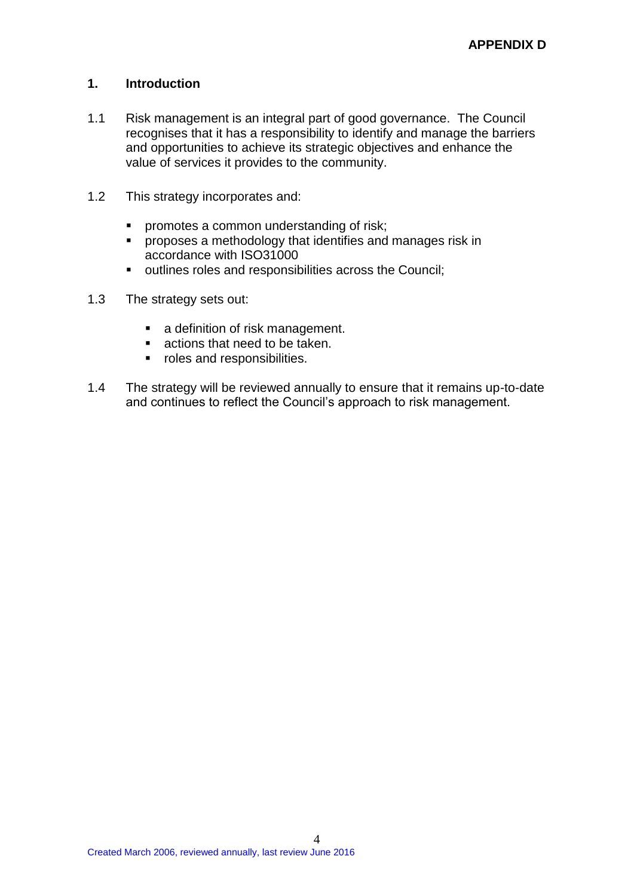**APPENDIX D**

## 1. Introduction

1.1 Risk management is an integral part of good governance. The Council recognises that it has a responsibility to identify and manage the barriers and opportunities to achieve its strategic objectives and enhance the value of services it provides to the community.

1.2 This strategy incorporates and:

- promotes a common understanding of risk;
- proposes a methodology that identifies and manages risk in accordance with ISO31000
- outlines roles and responsibilities across the Council;

1.3 The strategy sets out:

- a definition of risk management.
- actions that need to be taken.
- roles and responsibilities.

1.4 The strategy will be reviewed annually to ensure that it remains up-to-date and continues to reflect the Council's approach to risk management.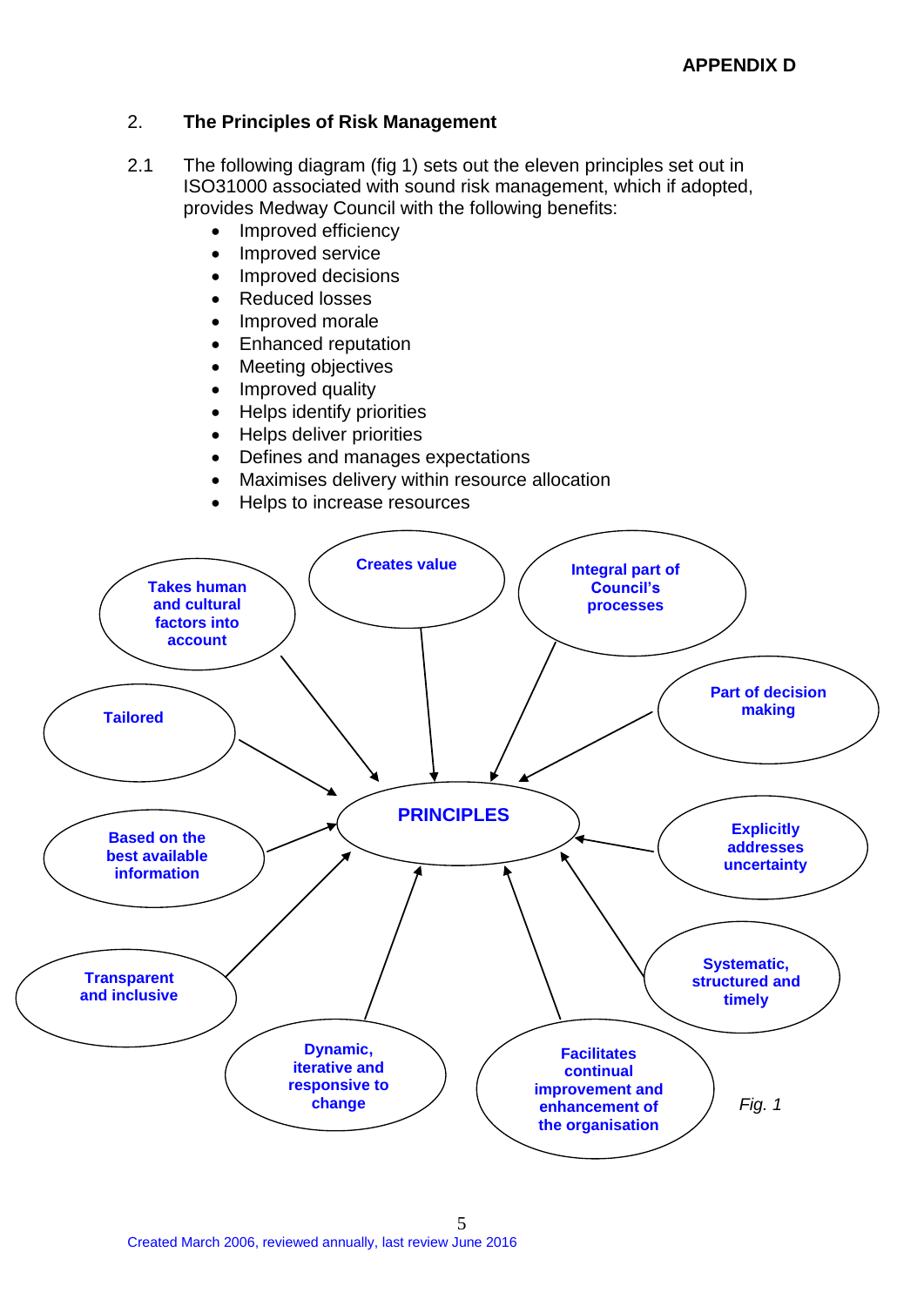**APPENDIX D**

## 2. The Principles of Risk Management

2.1 The following diagram (fig 1) sets out the eleven principles set out in ISO31000 associated with sound risk management, which if adopted, provides Medway Council with the following benefits:

- Improved efficiency
- Improved service
- Improved decisions
- Reduced losses
- Improved morale
- Enhanced reputation
- Meeting objectives
- Improved quality
- Helps identify priorities
- Helps deliver priorities
- Defines and manages expectations
- Maximises delivery within resource allocation
- Helps to increase resources

**PRINCIPLES**

- Takes human and cultural factors into account
- Creates value
- Integral part of Council's processes
- Part of decision making
- Tailored
- Based on the best available information
- Explicitly addresses uncertainty
- Transparent and inclusive
- Systematic, structured and timely
- Dynamic, iterative and responsive to change
- Facilitates continual improvement and enhancement of the organisation

*Fig. 1*

Created March 2006, reviewed annually, last review June 2016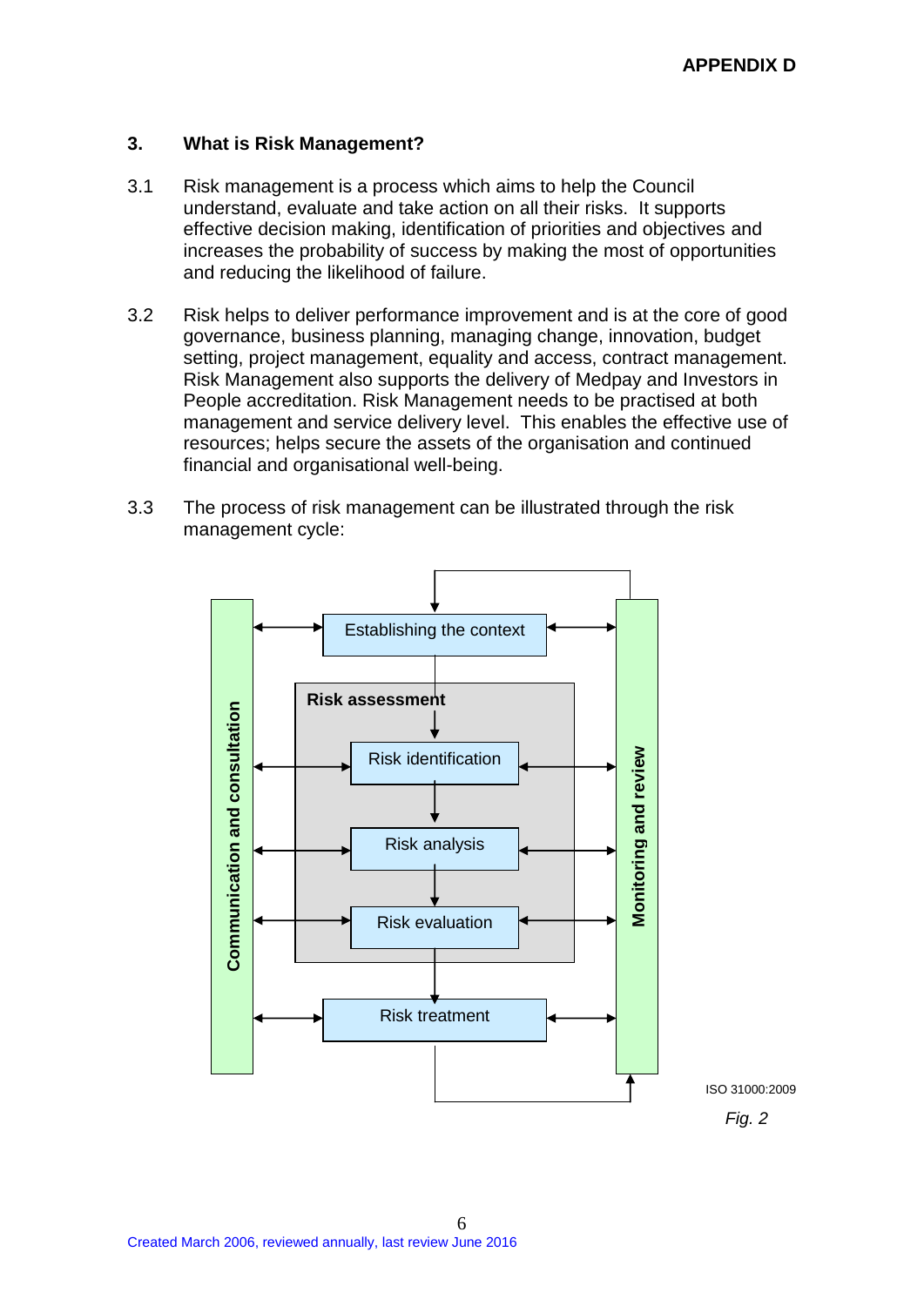### 3. What is Risk Management?

3.1 Risk management is a process which aims to help the Council understand, evaluate and take action on all their risks. It supports effective decision making, identification of priorities and objectives and increases the probability of success by making the most of opportunities and reducing the likelihood of failure.

3.2 Risk helps to deliver performance improvement and is at the core of good governance, business planning, managing change, innovation, budget setting, project management, equality and access, contract management. Risk Management also supports the delivery of Medpay and Investors in People accreditation. Risk Management needs to be practised at both management and service delivery level. This enables the effective use of resources; helps secure the assets of the organisation and continued financial and organisational well-being.

3.3 The process of risk management can be illustrated through the risk management cycle:

Communication and consultation

Establishing the context

**Risk assessment**

Risk identification

Risk analysis

Risk evaluation

Risk treatment

Monitoring and review

ISO 31000:2009

*Fig. 2*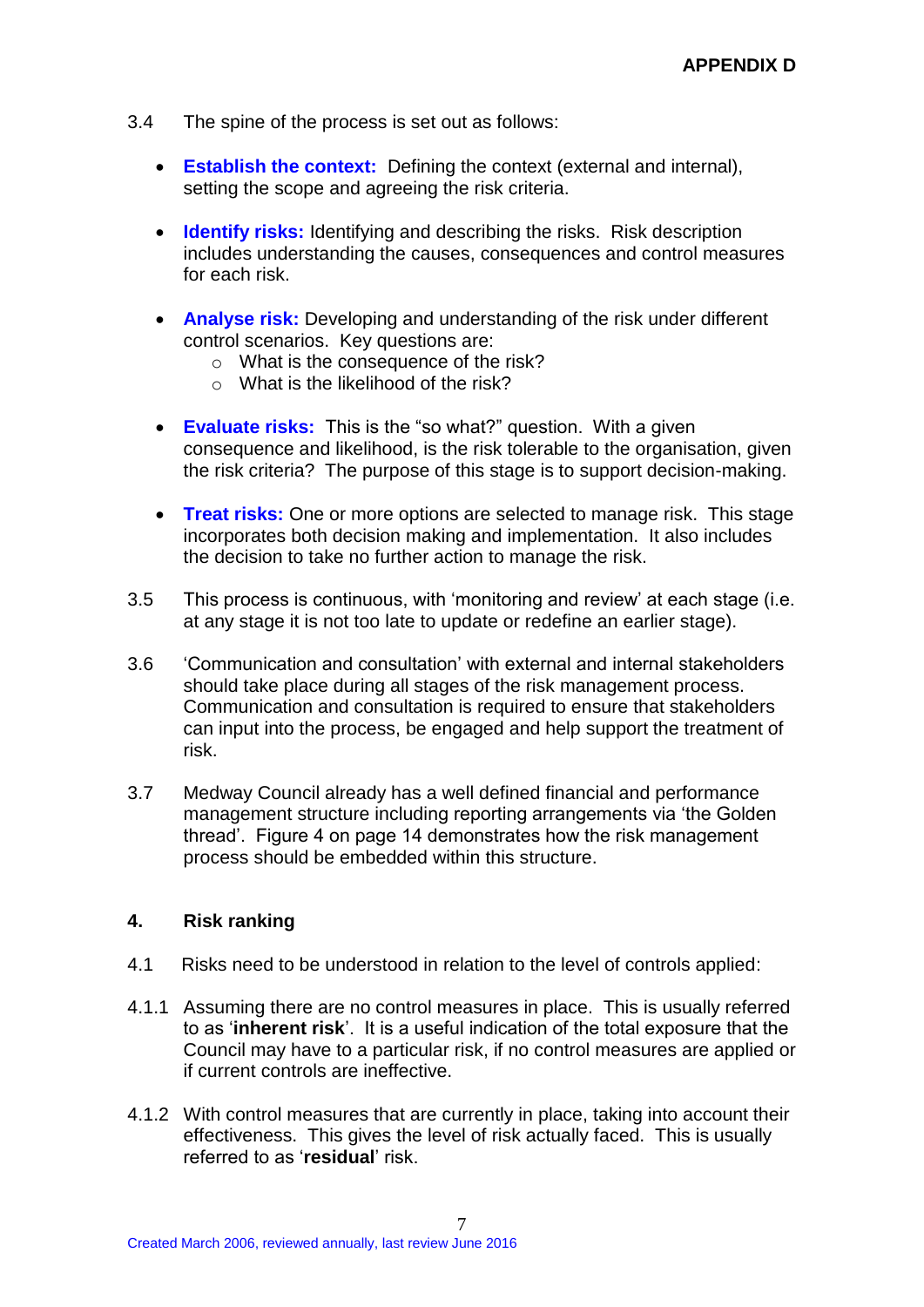3.4 The spine of the process is set out as follows:

- **Establish the context:** Defining the context (external and internal), setting the scope and agreeing the risk criteria.

- **Identify risks:** Identifying and describing the risks. Risk description includes understanding the causes, consequences and control measures for each risk.

- **Analyse risk:** Developing and understanding of the risk under different control scenarios. Key questions are:
  - What is the consequence of the risk?
  - What is the likelihood of the risk?

- **Evaluate risks:** This is the "so what?" question. With a given consequence and likelihood, is the risk tolerable to the organisation, given the risk criteria? The purpose of this stage is to support decision-making.

- **Treat risks:** One or more options are selected to manage risk. This stage incorporates both decision making and implementation. It also includes the decision to take no further action to manage the risk.

3.5 This process is continuous, with 'monitoring and review' at each stage (i.e. at any stage it is not too late to update or redefine an earlier stage).

3.6 'Communication and consultation' with external and internal stakeholders should take place during all stages of the risk management process. Communication and consultation is required to ensure that stakeholders can input into the process, be engaged and help support the treatment of risk.

3.7 Medway Council already has a well defined financial and performance management structure including reporting arrangements via 'the Golden thread'. Figure 4 on page 14 demonstrates how the risk management process should be embedded within this structure.

## 4. Risk ranking

4.1 Risks need to be understood in relation to the level of controls applied:

4.1.1 Assuming there are no control measures in place. This is usually referred to as '**inherent risk**'. It is a useful indication of the total exposure that the Council may have to a particular risk, if no control measures are applied or if current controls are ineffective.

4.1.2 With control measures that are currently in place, taking into account their effectiveness. This gives the level of risk actually faced. This is usually referred to as '**residual**' risk.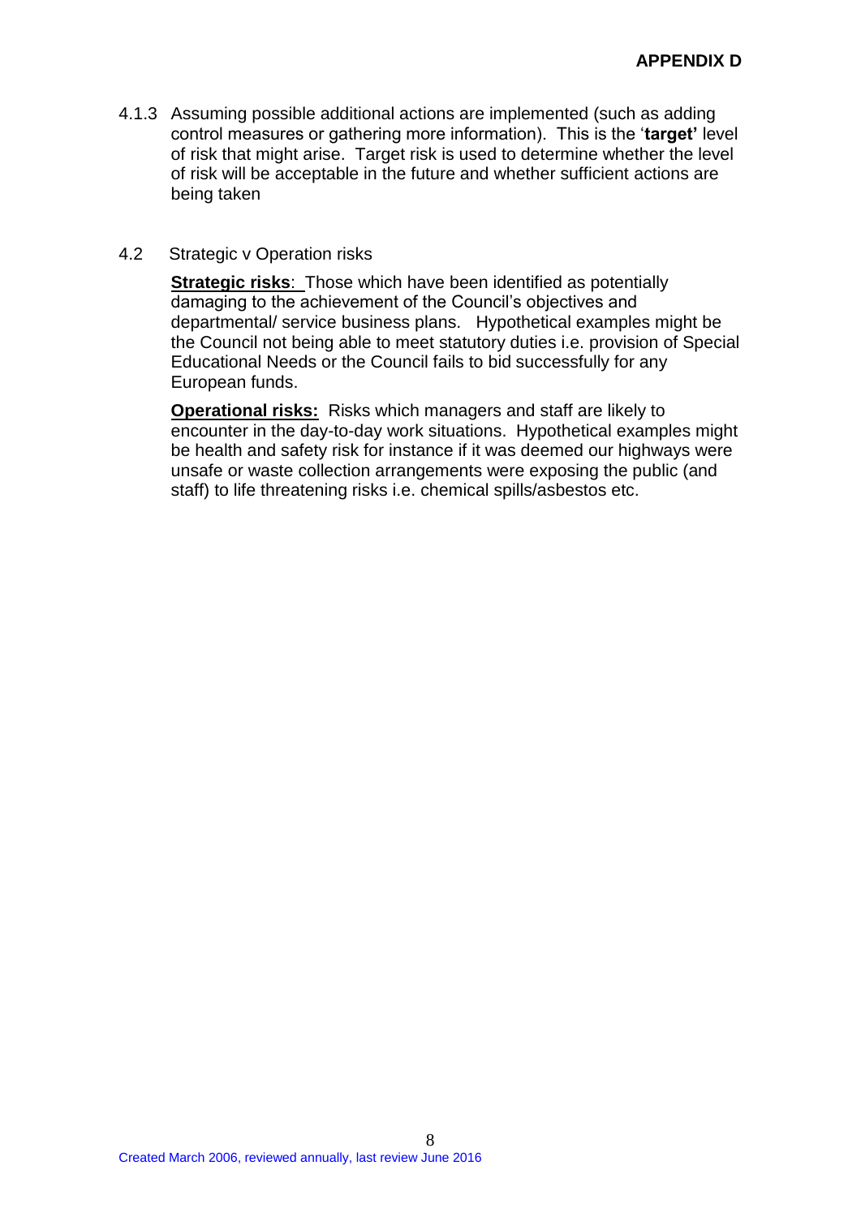4.1.3 Assuming possible additional actions are implemented (such as adding control measures or gathering more information). This is the '**target'** level of risk that might arise. Target risk is used to determine whether the level of risk will be acceptable in the future and whether sufficient actions are being taken

4.2 Strategic v Operation risks

**Strategic risks**: Those which have been identified as potentially damaging to the achievement of the Council's objectives and departmental/ service business plans. Hypothetical examples might be the Council not being able to meet statutory duties i.e. provision of Special Educational Needs or the Council fails to bid successfully for any European funds.

**Operational risks:** Risks which managers and staff are likely to encounter in the day-to-day work situations. Hypothetical examples might be health and safety risk for instance if it was deemed our highways were unsafe or waste collection arrangements were exposing the public (and staff) to life threatening risks i.e. chemical spills/asbestos etc.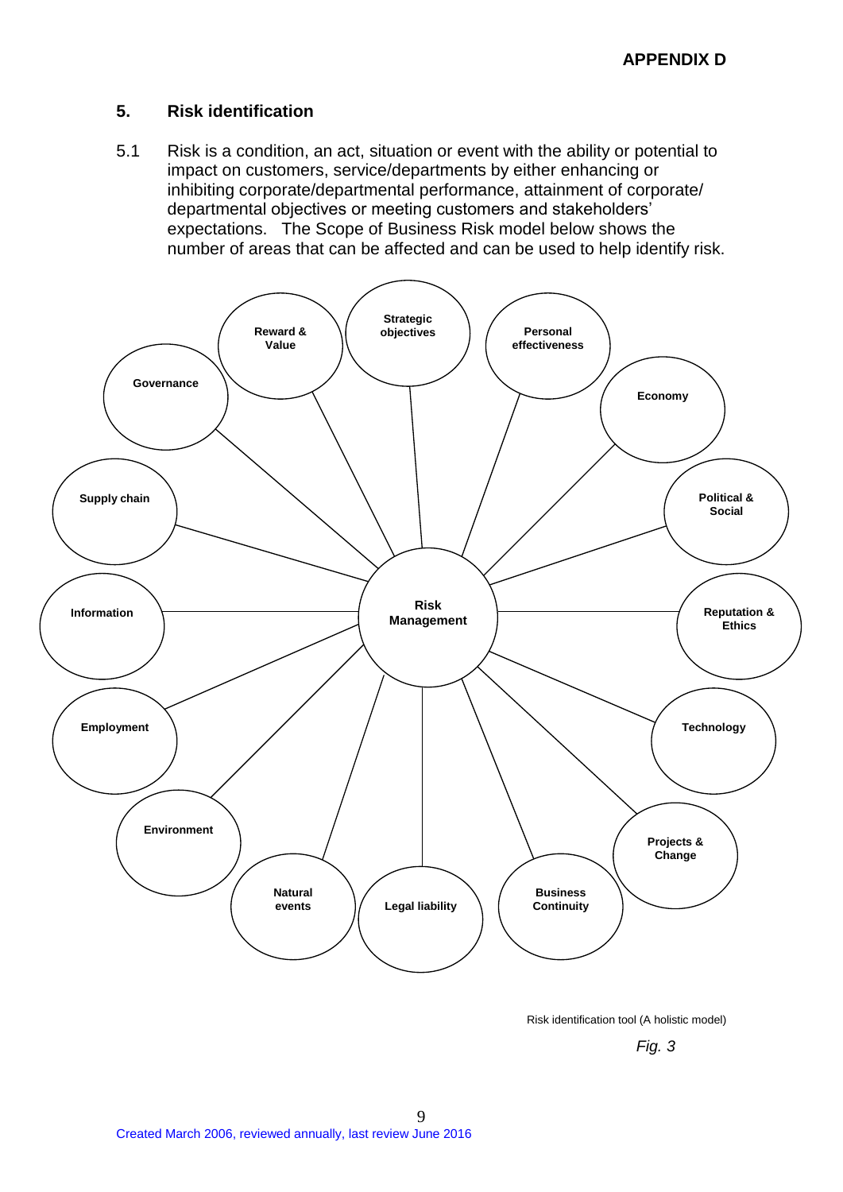**APPENDIX D**

## 5. Risk identification

5.1 Risk is a condition, an act, situation or event with the ability or potential to impact on customers, service/departments by either enhancing or inhibiting corporate/departmental performance, attainment of corporate/ departmental objectives or meeting customers and stakeholders' expectations. The Scope of Business Risk model below shows the number of areas that can be affected and can be used to help identify risk.

**Risk Management**

- **Strategic objectives**
- **Personal effectiveness**
- **Economy**
- **Political & Social**
- **Reputation & Ethics**
- **Technology**
- **Projects & Change**
- **Business Continuity**
- **Legal liability**
- **Natural events**
- **Environment**
- **Employment**
- **Information**
- **Supply chain**
- **Governance**
- **Reward & Value**

Risk identification tool (A holistic model)

*Fig. 3*

Created March 2006, reviewed annually, last review June 2016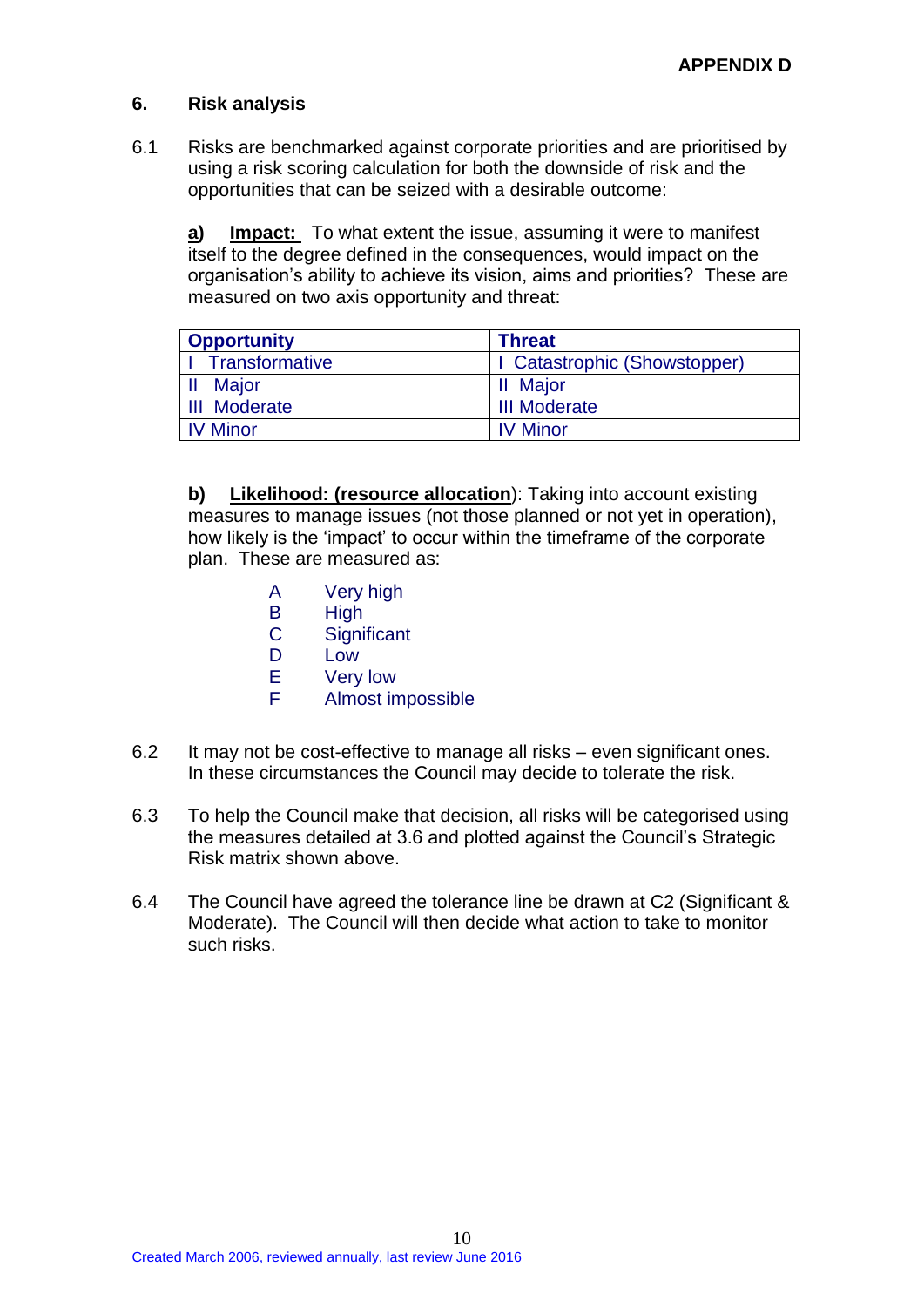**APPENDIX D**

## 6. Risk analysis

6.1 Risks are benchmarked against corporate priorities and are prioritised by using a risk scoring calculation for both the downside of risk and the opportunities that can be seized with a desirable outcome:

**a) Impact:** To what extent the issue, assuming it were to manifest itself to the degree defined in the consequences, would impact on the organisation's ability to achieve its vision, aims and priorities? These are measured on two axis opportunity and threat:

| Opportunity | Threat |
|---|---|
| I Transformative | I Catastrophic (Showstopper) |
| II Major | II Major |
| III Moderate | III Moderate |
| IV Minor | IV Minor |

**b) Likelihood: (resource allocation)**: Taking into account existing measures to manage issues (not those planned or not yet in operation), how likely is the 'impact' to occur within the timeframe of the corporate plan. These are measured as:

- A Very high
- B High
- C Significant
- D Low
- E Very low
- F Almost impossible

6.2 It may not be cost-effective to manage all risks – even significant ones. In these circumstances the Council may decide to tolerate the risk.

6.3 To help the Council make that decision, all risks will be categorised using the measures detailed at 3.6 and plotted against the Council's Strategic Risk matrix shown above.

6.4 The Council have agreed the tolerance line be drawn at C2 (Significant & Moderate). The Council will then decide what action to take to monitor such risks.

Created March 2006, reviewed annually, last review June 2016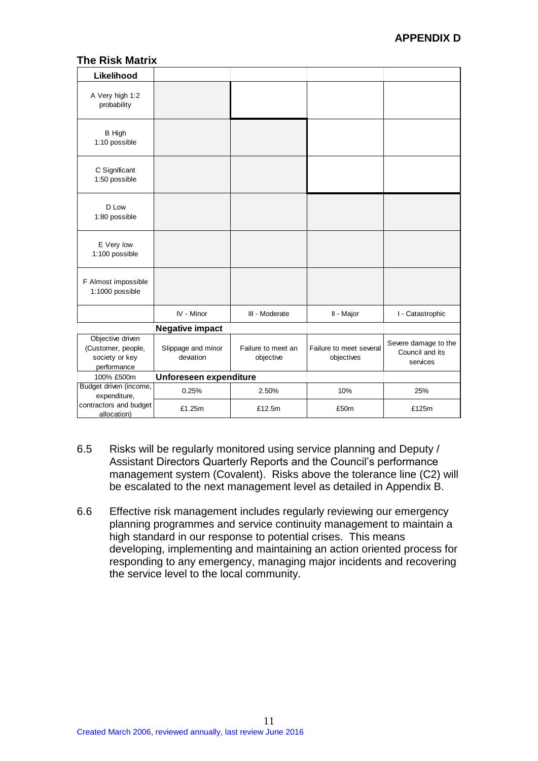**APPENDIX D**

**The Risk Matrix**

| **Likelihood** | | | | |
|---|---|---|---|---|
| A Very high 1:2 probability | | | | |
| B High 1:10 possible | | | | |
| C Significant 1:50 possible | | | | |
| D Low 1:80 possible | | | | |
| E Very low 1:100 possible | | | | |
| F Almost impossible 1:1000 possible | | | | |
| | IV - Minor | III - Moderate | II - Major | I - Catastrophic |
| | **Negative impact** | | | |
| Objective driven (Customer, people, society or key performance | Slippage and minor deviation | Failure to meet an objective | Failure to meet several objectives | Severe damage to the Council and its services |
| 100% £500m | **Unforeseen expenditure** | | | |
| Budget driven (income, expenditure, | 0.25% | 2.50% | 10% | 25% |
| contractors and budget allocation) | £1.25m | £12.5m | £50m | £125m |

6.5 Risks will be regularly monitored using service planning and Deputy / Assistant Directors Quarterly Reports and the Council's performance management system (Covalent). Risks above the tolerance line (C2) will be escalated to the next management level as detailed in Appendix B.

6.6 Effective risk management includes regularly reviewing our emergency planning programmes and service continuity management to maintain a high standard in our response to potential crises. This means developing, implementing and maintaining an action oriented process for responding to any emergency, managing major incidents and recovering the service level to the local community.

Created March 2006, reviewed annually, last review June 2016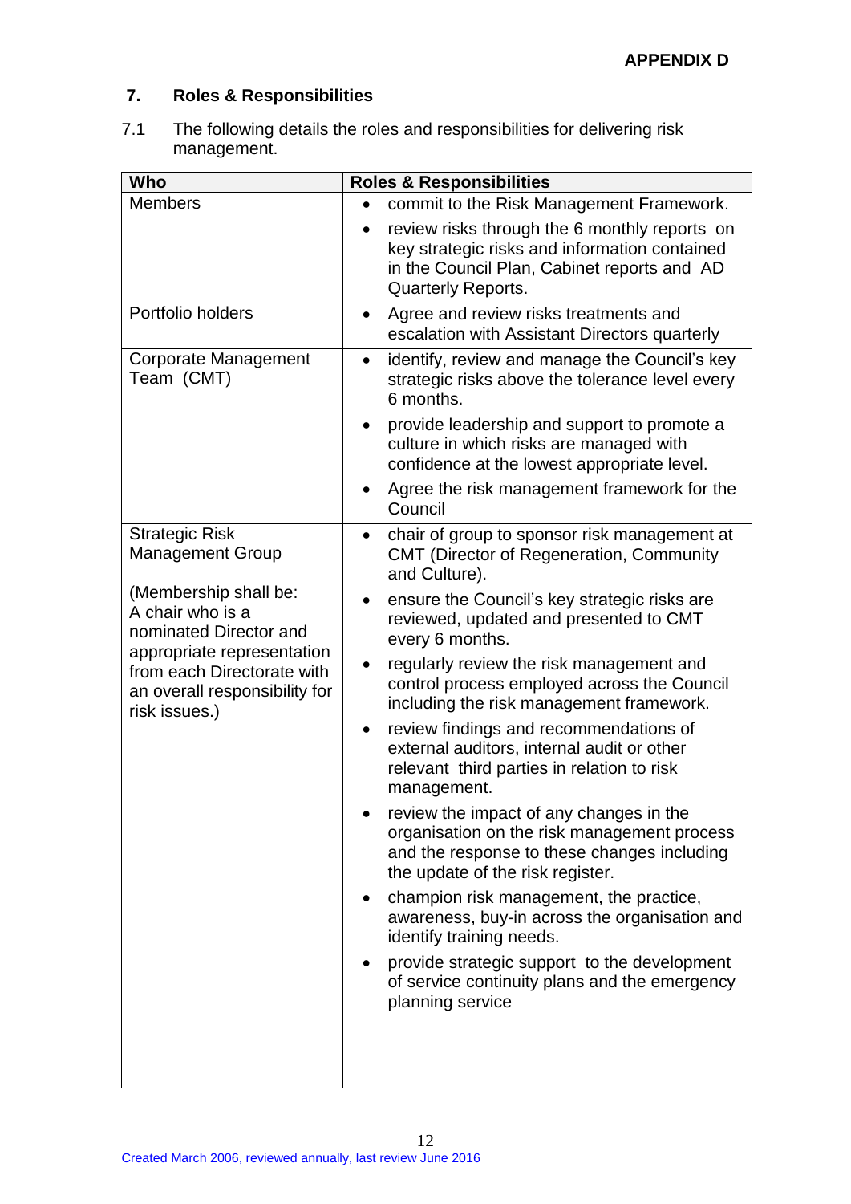**APPENDIX D**

## 7. Roles & Responsibilities

7.1 The following details the roles and responsibilities for delivering risk management.

| Who | Roles & Responsibilities |
| --- | --- |
| Members | • commit to the Risk Management Framework.<br>• review risks through the 6 monthly reports on key strategic risks and information contained in the Council Plan, Cabinet reports and AD Quarterly Reports. |
| Portfolio holders | • Agree and review risks treatments and escalation with Assistant Directors quarterly |
| Corporate Management Team (CMT) | • identify, review and manage the Council's key strategic risks above the tolerance level every 6 months.<br>• provide leadership and support to promote a culture in which risks are managed with confidence at the lowest appropriate level.<br>• Agree the risk management framework for the Council |
| Strategic Risk Management Group<br><br>(Membership shall be: A chair who is a nominated Director and appropriate representation from each Directorate with an overall responsibility for risk issues.) | • chair of group to sponsor risk management at CMT (Director of Regeneration, Community and Culture).<br>• ensure the Council's key strategic risks are reviewed, updated and presented to CMT every 6 months.<br>• regularly review the risk management and control process employed across the Council including the risk management framework.<br>• review findings and recommendations of external auditors, internal audit or other relevant third parties in relation to risk management.<br>• review the impact of any changes in the organisation on the risk management process and the response to these changes including the update of the risk register.<br>• champion risk management, the practice, awareness, buy-in across the organisation and identify training needs.<br>• provide strategic support to the development of service continuity plans and the emergency planning service |

Created March 2006, reviewed annually, last review June 2016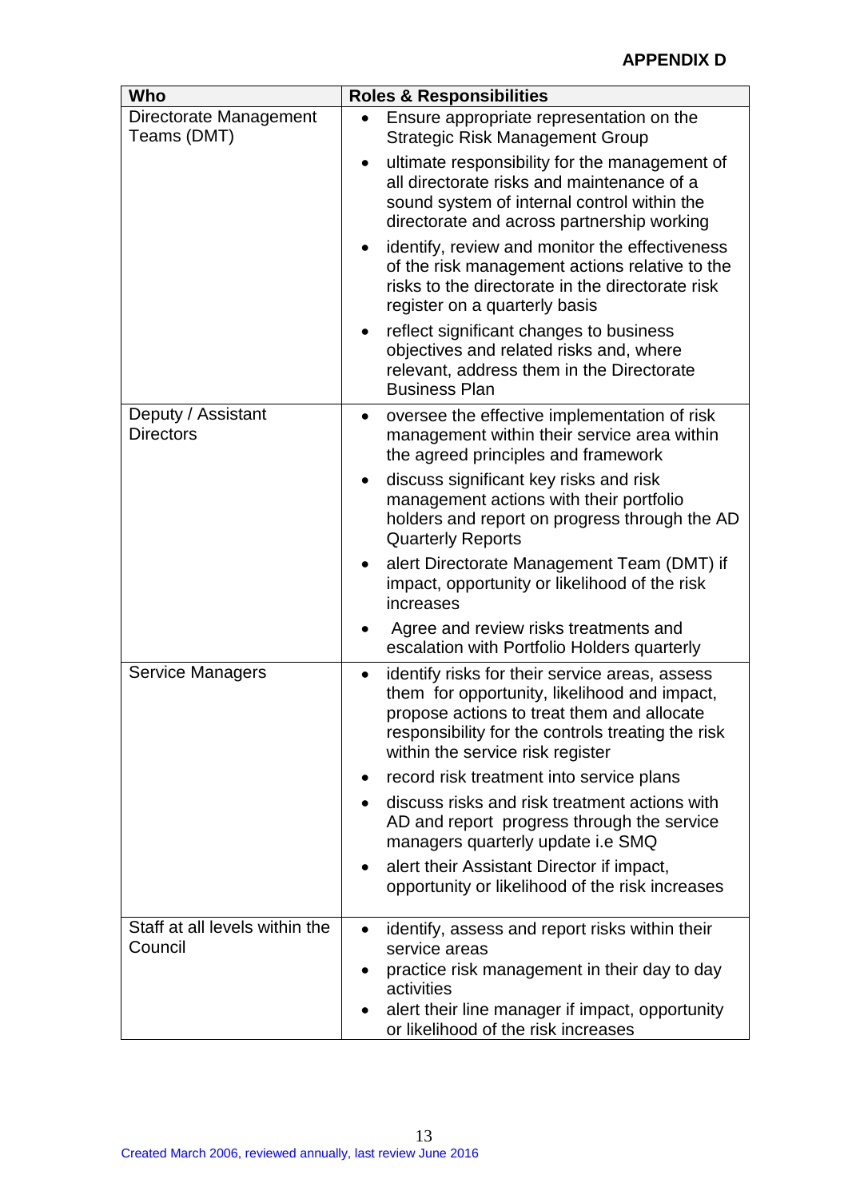**APPENDIX D**

| Who | Roles & Responsibilities |
|---|---|
| Directorate Management Teams (DMT) | • Ensure appropriate representation on the Strategic Risk Management Group<br>• ultimate responsibility for the management of all directorate risks and maintenance of a sound system of internal control within the directorate and across partnership working<br>• identify, review and monitor the effectiveness of the risk management actions relative to the risks to the directorate in the directorate risk register on a quarterly basis<br>• reflect significant changes to business objectives and related risks and, where relevant, address them in the Directorate Business Plan |
| Deputy / Assistant Directors | • oversee the effective implementation of risk management within their service area within the agreed principles and framework<br>• discuss significant key risks and risk management actions with their portfolio holders and report on progress through the AD Quarterly Reports<br>• alert Directorate Management Team (DMT) if impact, opportunity or likelihood of the risk increases<br>• Agree and review risks treatments and escalation with Portfolio Holders quarterly |
| Service Managers | • identify risks for their service areas, assess them for opportunity, likelihood and impact, propose actions to treat them and allocate responsibility for the controls treating the risk within the service risk register<br>• record risk treatment into service plans<br>• discuss risks and risk treatment actions with AD and report progress through the service managers quarterly update i.e SMQ<br>• alert their Assistant Director if impact, opportunity or likelihood of the risk increases |
| Staff at all levels within the Council | • identify, assess and report risks within their service areas<br>• practice risk management in their day to day activities<br>• alert their line manager if impact, opportunity or likelihood of the risk increases |

Created March 2006, reviewed annually, last review June 2016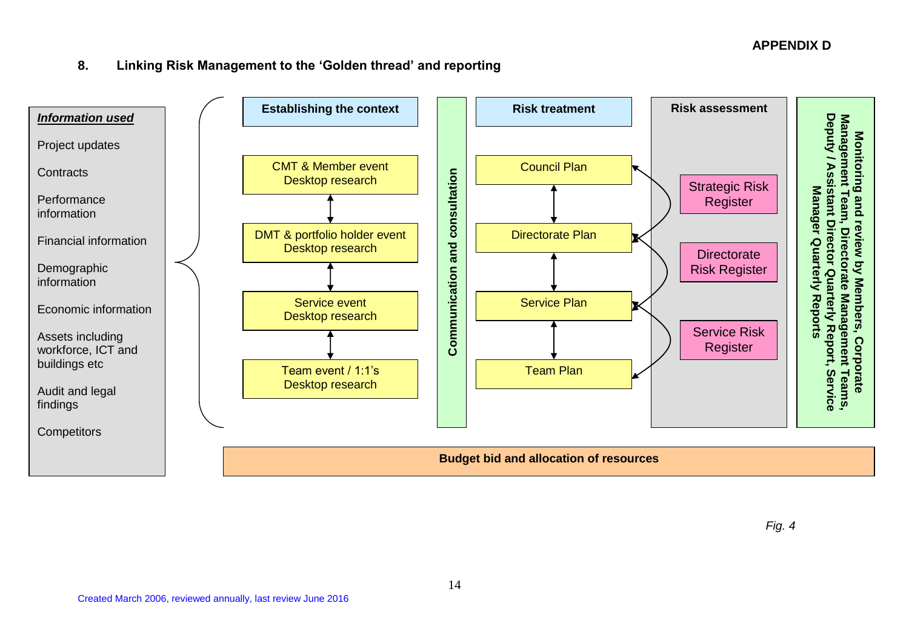APPENDIX D

## 8. Linking Risk Management to the 'Golden thread' and reporting

***Information used***

- Project updates
- Contracts
- Performance information
- Financial information
- Demographic information
- Economic information
- Assets including workforce, ICT and buildings etc
- Audit and legal findings
- Competitors

**Establishing the context**

- CMT & Member event Desktop research
- DMT & portfolio holder event Desktop research
- Service event Desktop research
- Team event / 1:1's Desktop research

**Communication and consultation**

**Risk treatment**

- Council Plan
- Directorate Plan
- Service Plan
- Team Plan

**Risk assessment**

- Strategic Risk Register
- Directorate Risk Register
- Service Risk Register

**Monitoring and review by Members, Corporate Management Team, Directorate Management Teams, Deputy / Assistant Director Quarterly Report, Service Manager Quarterly Reports**

**Budget bid and allocation of resources**

*Fig. 4*

Created March 2006, reviewed annually, last review June 2016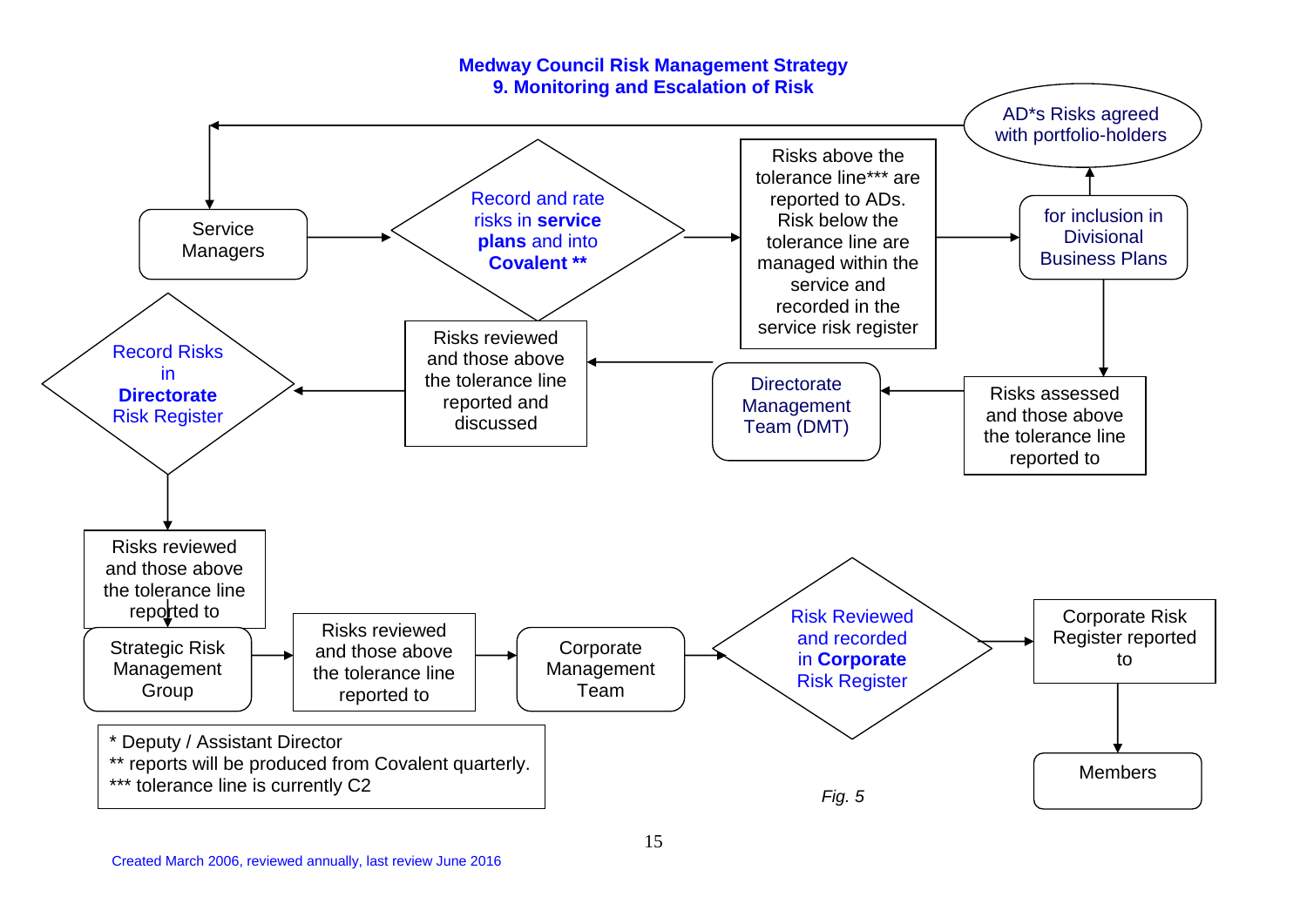## Medway Council Risk Management Strategy
## 9. Monitoring and Escalation of Risk

Service Managers

Record and rate risks in **service plans** and into **Covalent \*\***

Risks above the tolerance line\*\*\* are reported to ADs. Risk below the tolerance line are managed within the service and recorded in the service risk register

for inclusion in Divisional Business Plans

AD\*s Risks agreed with portfolio-holders

Risks assessed and those above the tolerance line reported to

Directorate Management Team (DMT)

Risks reviewed and those above the tolerance line reported and discussed

Record Risks in **Directorate** Risk Register

Risks reviewed and those above the tolerance line reported to

Strategic Risk Management Group

Risks reviewed and those above the tolerance line reported to

Corporate Management Team

Risk Reviewed and recorded in **Corporate** Risk Register

Corporate Risk Register reported to

Members

\* Deputy / Assistant Director
\*\* reports will be produced from Covalent quarterly.
\*\*\* tolerance line is currently C2

*Fig. 5*

Created March 2006, reviewed annually, last review June 2016